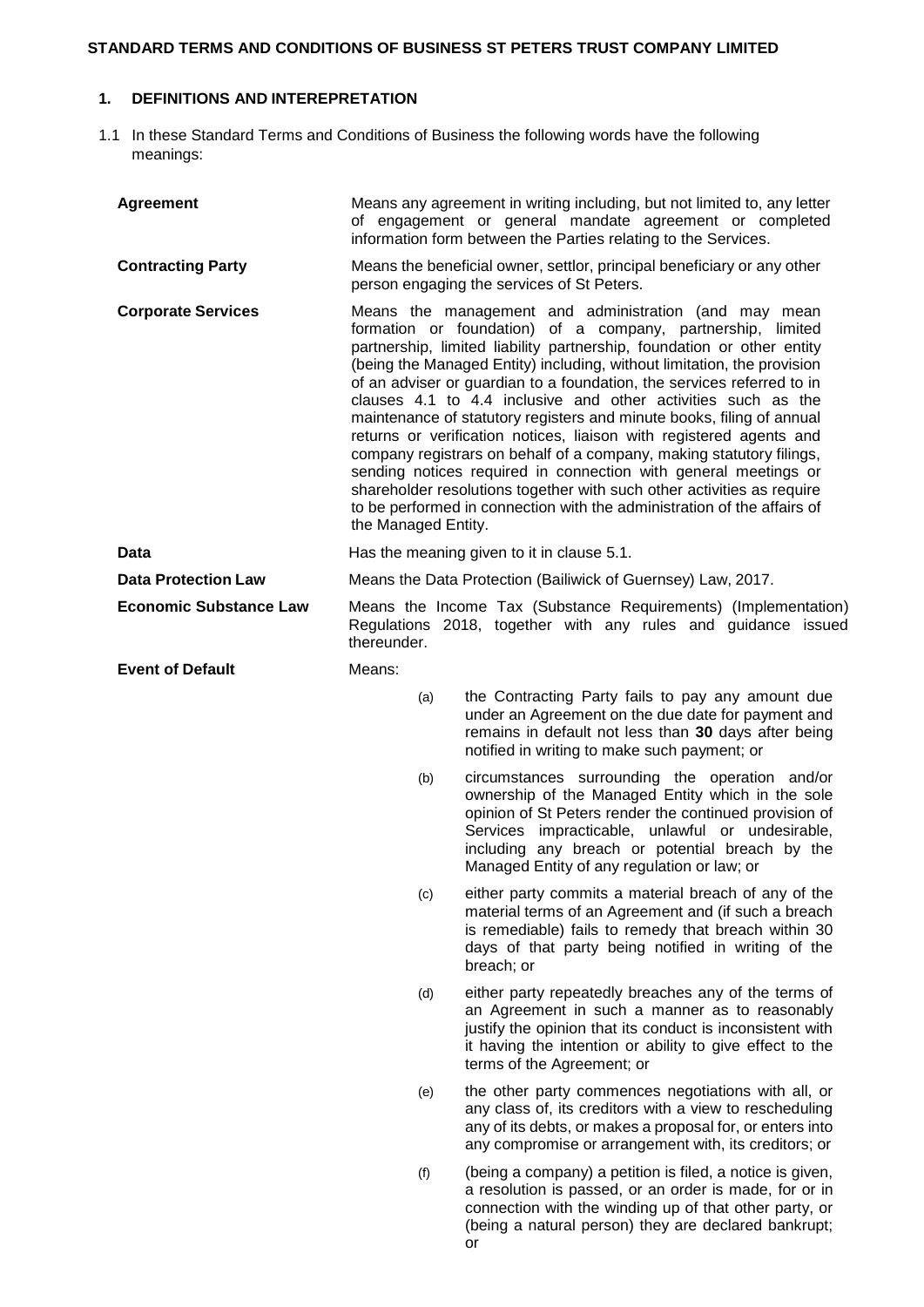# STANDARD TERMS AND CONDITIONS OF BUSINESS ST PETERS TRUST COMPANY LIMITED

## 1. DEFINITIONS AND INTEREPRETATION

1.1 In these Standard Terms and Conditions of Business the following words have the following meanings:

**Agreement** Means any agreement in writing including, but not limited to, any letter of engagement or general mandate agreement or completed information form between the Parties relating to the Services.

**Contracting Party** Means the beneficial owner, settlor, principal beneficiary or any other person engaging the services of St Peters.

**Corporate Services** Means the management and administration (and may mean formation or foundation) of a company, partnership, limited partnership, limited liability partnership, foundation or other entity (being the Managed Entity) including, without limitation, the provision of an adviser or guardian to a foundation, the services referred to in clauses 4.1 to 4.4 inclusive and other activities such as the maintenance of statutory registers and minute books, filing of annual returns or verification notices, liaison with registered agents and company registrars on behalf of a company, making statutory filings, sending notices required in connection with general meetings or shareholder resolutions together with such other activities as require to be performed in connection with the administration of the affairs of the Managed Entity.

**Data** Has the meaning given to it in clause 5.1.

**Data Protection Law** Means the Data Protection (Bailiwick of Guernsey) Law, 2017.

**Economic Substance Law** Means the Income Tax (Substance Requirements) (Implementation) Regulations 2018, together with any rules and guidance issued thereunder.

**Event of Default** Means:

(a) the Contracting Party fails to pay any amount due under an Agreement on the due date for payment and remains in default not less than **30** days after being notified in writing to make such payment; or

(b) circumstances surrounding the operation and/or ownership of the Managed Entity which in the sole opinion of St Peters render the continued provision of Services impracticable, unlawful or undesirable, including any breach or potential breach by the Managed Entity of any regulation or law; or

(c) either party commits a material breach of any of the material terms of an Agreement and (if such a breach is remediable) fails to remedy that breach within 30 days of that party being notified in writing of the breach; or

(d) either party repeatedly breaches any of the terms of an Agreement in such a manner as to reasonably justify the opinion that its conduct is inconsistent with it having the intention or ability to give effect to the terms of the Agreement; or

(e) the other party commences negotiations with all, or any class of, its creditors with a view to rescheduling any of its debts, or makes a proposal for, or enters into any compromise or arrangement with, its creditors; or

(f) (being a company) a petition is filed, a notice is given, a resolution is passed, or an order is made, for or in connection with the winding up of that other party, or (being a natural person) they are declared bankrupt; or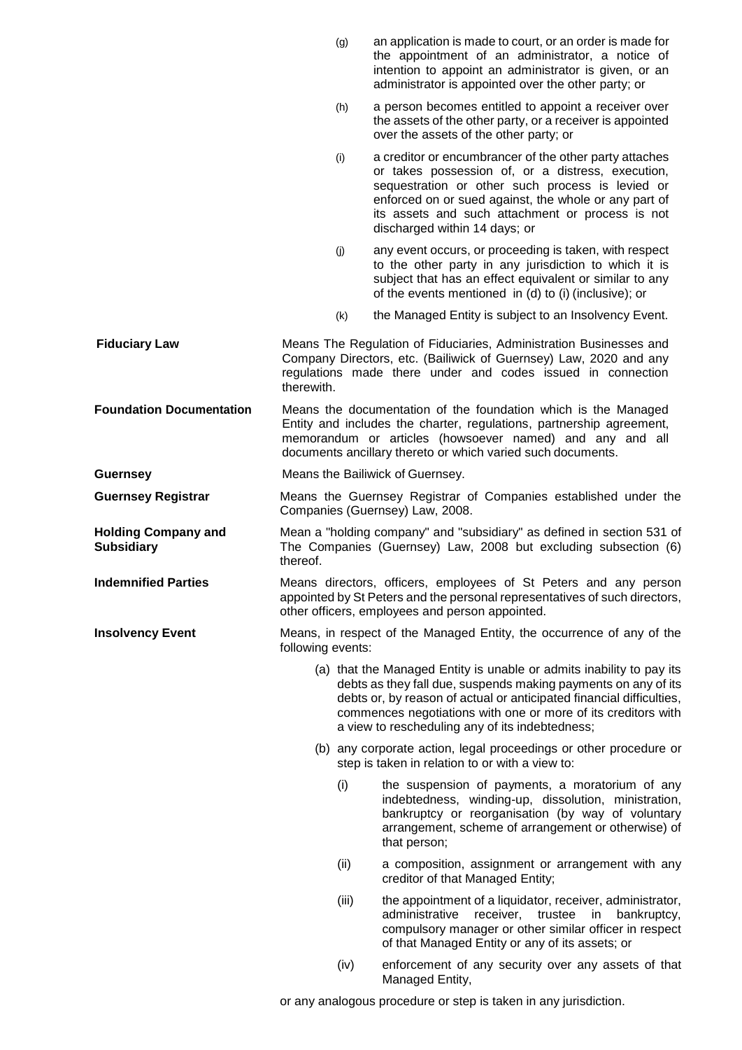(g) an application is made to court, or an order is made for the appointment of an administrator, a notice of intention to appoint an administrator is given, or an administrator is appointed over the other party; or

(h) a person becomes entitled to appoint a receiver over the assets of the other party, or a receiver is appointed over the assets of the other party; or

(i) a creditor or encumbrancer of the other party attaches or takes possession of, or a distress, execution, sequestration or other such process is levied or enforced on or sued against, the whole or any part of its assets and such attachment or process is not discharged within 14 days; or

(j) any event occurs, or proceeding is taken, with respect to the other party in any jurisdiction to which it is subject that has an effect equivalent or similar to any of the events mentioned in (d) to (i) (inclusive); or

(k) the Managed Entity is subject to an Insolvency Event.

**Fiduciary Law** — Means The Regulation of Fiduciaries, Administration Businesses and Company Directors, etc. (Bailiwick of Guernsey) Law, 2020 and any regulations made there under and codes issued in connection therewith.

**Foundation Documentation** — Means the documentation of the foundation which is the Managed Entity and includes the charter, regulations, partnership agreement, memorandum or articles (howsoever named) and any and all documents ancillary thereto or which varied such documents.

**Guernsey** — Means the Bailiwick of Guernsey.

**Guernsey Registrar** — Means the Guernsey Registrar of Companies established under the Companies (Guernsey) Law, 2008.

**Holding Company and Subsidiary** — Mean a "holding company" and "subsidiary" as defined in section 531 of The Companies (Guernsey) Law, 2008 but excluding subsection (6) thereof.

**Indemnified Parties** — Means directors, officers, employees of St Peters and any person appointed by St Peters and the personal representatives of such directors, other officers, employees and person appointed.

**Insolvency Event** — Means, in respect of the Managed Entity, the occurrence of any of the following events:

(a) that the Managed Entity is unable or admits inability to pay its debts as they fall due, suspends making payments on any of its debts or, by reason of actual or anticipated financial difficulties, commences negotiations with one or more of its creditors with a view to rescheduling any of its indebtedness;

(b) any corporate action, legal proceedings or other procedure or step is taken in relation to or with a view to:

(i) the suspension of payments, a moratorium of any indebtedness, winding-up, dissolution, ministration, bankruptcy or reorganisation (by way of voluntary arrangement, scheme of arrangement or otherwise) of that person;

(ii) a composition, assignment or arrangement with any creditor of that Managed Entity;

(iii) the appointment of a liquidator, receiver, administrator, administrative receiver, trustee in bankruptcy, compulsory manager or other similar officer in respect of that Managed Entity or any of its assets; or

(iv) enforcement of any security over any assets of that Managed Entity,

or any analogous procedure or step is taken in any jurisdiction.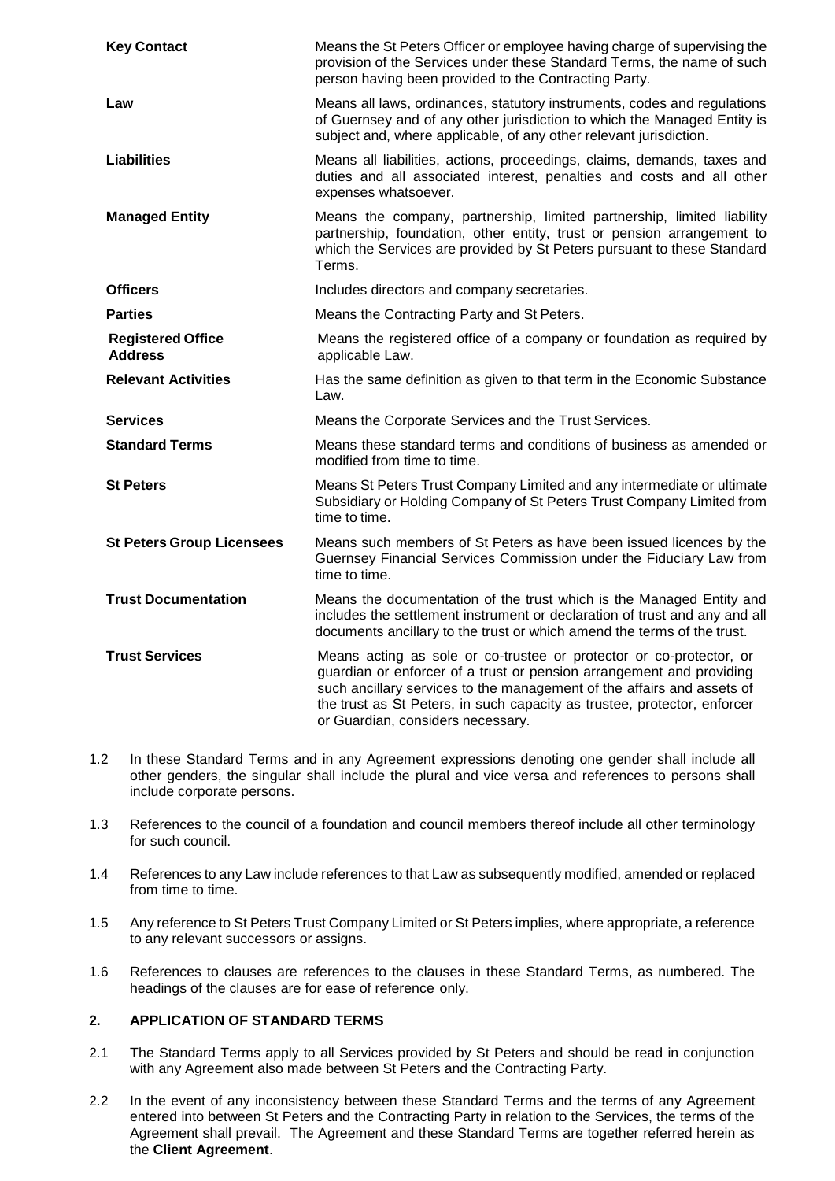| | |
|---|---|
| **Key Contact** | Means the St Peters Officer or employee having charge of supervising the provision of the Services under these Standard Terms, the name of such person having been provided to the Contracting Party. |
| **Law** | Means all laws, ordinances, statutory instruments, codes and regulations of Guernsey and of any other jurisdiction to which the Managed Entity is subject and, where applicable, of any other relevant jurisdiction. |
| **Liabilities** | Means all liabilities, actions, proceedings, claims, demands, taxes and duties and all associated interest, penalties and costs and all other expenses whatsoever. |
| **Managed Entity** | Means the company, partnership, limited partnership, limited liability partnership, foundation, other entity, trust or pension arrangement to which the Services are provided by St Peters pursuant to these Standard Terms. |
| **Officers** | Includes directors and company secretaries. |
| **Parties** | Means the Contracting Party and St Peters. |
| **Registered Office Address** | Means the registered office of a company or foundation as required by applicable Law. |
| **Relevant Activities** | Has the same definition as given to that term in the Economic Substance Law. |
| **Services** | Means the Corporate Services and the Trust Services. |
| **Standard Terms** | Means these standard terms and conditions of business as amended or modified from time to time. |
| **St Peters** | Means St Peters Trust Company Limited and any intermediate or ultimate Subsidiary or Holding Company of St Peters Trust Company Limited from time to time. |
| **St Peters Group Licensees** | Means such members of St Peters as have been issued licences by the Guernsey Financial Services Commission under the Fiduciary Law from time to time. |
| **Trust Documentation** | Means the documentation of the trust which is the Managed Entity and includes the settlement instrument or declaration of trust and any and all documents ancillary to the trust or which amend the terms of the trust. |
| **Trust Services** | Means acting as sole or co-trustee or protector or co-protector, or guardian or enforcer of a trust or pension arrangement and providing such ancillary services to the management of the affairs and assets of the trust as St Peters, in such capacity as trustee, protector, enforcer or Guardian, considers necessary. |

1.2 In these Standard Terms and in any Agreement expressions denoting one gender shall include all other genders, the singular shall include the plural and vice versa and references to persons shall include corporate persons.

1.3 References to the council of a foundation and council members thereof include all other terminology for such council.

1.4 References to any Law include references to that Law as subsequently modified, amended or replaced from time to time.

1.5 Any reference to St Peters Trust Company Limited or St Peters implies, where appropriate, a reference to any relevant successors or assigns.

1.6 References to clauses are references to the clauses in these Standard Terms, as numbered. The headings of the clauses are for ease of reference only.

## 2. APPLICATION OF STANDARD TERMS

2.1 The Standard Terms apply to all Services provided by St Peters and should be read in conjunction with any Agreement also made between St Peters and the Contracting Party.

2.2 In the event of any inconsistency between these Standard Terms and the terms of any Agreement entered into between St Peters and the Contracting Party in relation to the Services, the terms of the Agreement shall prevail. The Agreement and these Standard Terms are together referred herein as the **Client Agreement**.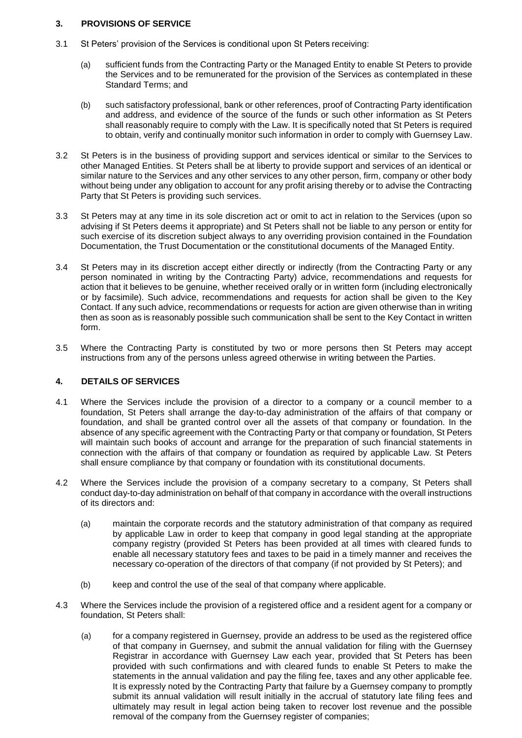## 3. PROVISIONS OF SERVICE

3.1 St Peters' provision of the Services is conditional upon St Peters receiving:

(a) sufficient funds from the Contracting Party or the Managed Entity to enable St Peters to provide the Services and to be remunerated for the provision of the Services as contemplated in these Standard Terms; and

(b) such satisfactory professional, bank or other references, proof of Contracting Party identification and address, and evidence of the source of the funds or such other information as St Peters shall reasonably require to comply with the Law. It is specifically noted that St Peters is required to obtain, verify and continually monitor such information in order to comply with Guernsey Law.

3.2 St Peters is in the business of providing support and services identical or similar to the Services to other Managed Entities. St Peters shall be at liberty to provide support and services of an identical or similar nature to the Services and any other services to any other person, firm, company or other body without being under any obligation to account for any profit arising thereby or to advise the Contracting Party that St Peters is providing such services.

3.3 St Peters may at any time in its sole discretion act or omit to act in relation to the Services (upon so advising if St Peters deems it appropriate) and St Peters shall not be liable to any person or entity for such exercise of its discretion subject always to any overriding provision contained in the Foundation Documentation, the Trust Documentation or the constitutional documents of the Managed Entity.

3.4 St Peters may in its discretion accept either directly or indirectly (from the Contracting Party or any person nominated in writing by the Contracting Party) advice, recommendations and requests for action that it believes to be genuine, whether received orally or in written form (including electronically or by facsimile). Such advice, recommendations and requests for action shall be given to the Key Contact. If any such advice, recommendations or requests for action are given otherwise than in writing then as soon as is reasonably possible such communication shall be sent to the Key Contact in written form.

3.5 Where the Contracting Party is constituted by two or more persons then St Peters may accept instructions from any of the persons unless agreed otherwise in writing between the Parties.

## 4. DETAILS OF SERVICES

4.1 Where the Services include the provision of a director to a company or a council member to a foundation, St Peters shall arrange the day-to-day administration of the affairs of that company or foundation, and shall be granted control over all the assets of that company or foundation. In the absence of any specific agreement with the Contracting Party or that company or foundation, St Peters will maintain such books of account and arrange for the preparation of such financial statements in connection with the affairs of that company or foundation as required by applicable Law. St Peters shall ensure compliance by that company or foundation with its constitutional documents.

4.2 Where the Services include the provision of a company secretary to a company, St Peters shall conduct day-to-day administration on behalf of that company in accordance with the overall instructions of its directors and:

(a) maintain the corporate records and the statutory administration of that company as required by applicable Law in order to keep that company in good legal standing at the appropriate company registry (provided St Peters has been provided at all times with cleared funds to enable all necessary statutory fees and taxes to be paid in a timely manner and receives the necessary co-operation of the directors of that company (if not provided by St Peters); and

(b) keep and control the use of the seal of that company where applicable.

4.3 Where the Services include the provision of a registered office and a resident agent for a company or foundation, St Peters shall:

(a) for a company registered in Guernsey, provide an address to be used as the registered office of that company in Guernsey, and submit the annual validation for filing with the Guernsey Registrar in accordance with Guernsey Law each year, provided that St Peters has been provided with such confirmations and with cleared funds to enable St Peters to make the statements in the annual validation and pay the filing fee, taxes and any other applicable fee. It is expressly noted by the Contracting Party that failure by a Guernsey company to promptly submit its annual validation will result initially in the accrual of statutory late filing fees and ultimately may result in legal action being taken to recover lost revenue and the possible removal of the company from the Guernsey register of companies;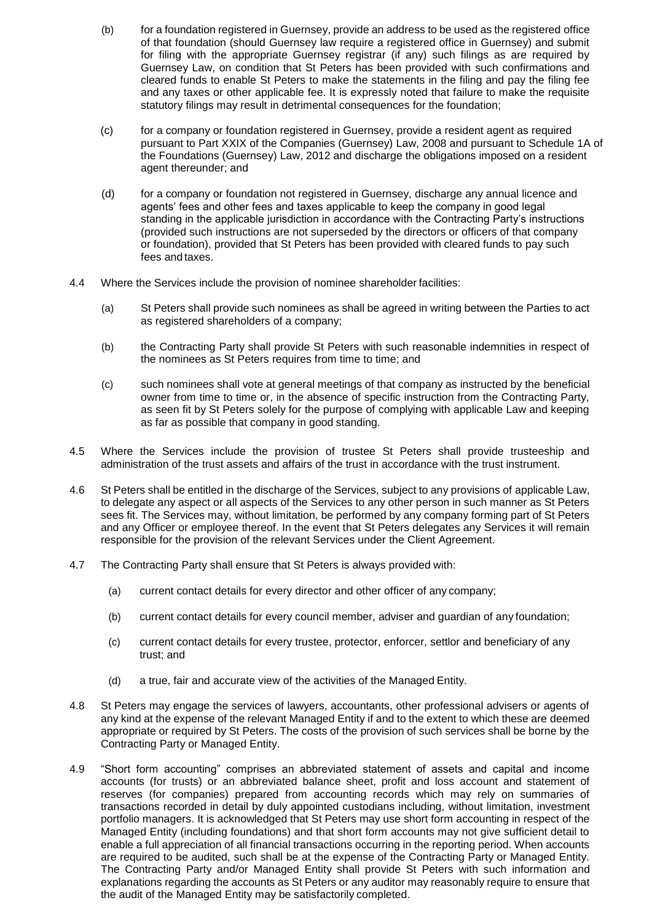(b) for a foundation registered in Guernsey, provide an address to be used as the registered office of that foundation (should Guernsey law require a registered office in Guernsey) and submit for filing with the appropriate Guernsey registrar (if any) such filings as are required by Guernsey Law, on condition that St Peters has been provided with such confirmations and cleared funds to enable St Peters to make the statements in the filing and pay the filing fee and any taxes or other applicable fee. It is expressly noted that failure to make the requisite statutory filings may result in detrimental consequences for the foundation;

(c) for a company or foundation registered in Guernsey, provide a resident agent as required pursuant to Part XXIX of the Companies (Guernsey) Law, 2008 and pursuant to Schedule 1A of the Foundations (Guernsey) Law, 2012 and discharge the obligations imposed on a resident agent thereunder; and

(d) for a company or foundation not registered in Guernsey, discharge any annual licence and agents' fees and other fees and taxes applicable to keep the company in good legal standing in the applicable jurisdiction in accordance with the Contracting Party's instructions (provided such instructions are not superseded by the directors or officers of that company or foundation), provided that St Peters has been provided with cleared funds to pay such fees and taxes.

4.4 Where the Services include the provision of nominee shareholder facilities:

(a) St Peters shall provide such nominees as shall be agreed in writing between the Parties to act as registered shareholders of a company;

(b) the Contracting Party shall provide St Peters with such reasonable indemnities in respect of the nominees as St Peters requires from time to time; and

(c) such nominees shall vote at general meetings of that company as instructed by the beneficial owner from time to time or, in the absence of specific instruction from the Contracting Party, as seen fit by St Peters solely for the purpose of complying with applicable Law and keeping as far as possible that company in good standing.

4.5 Where the Services include the provision of trustee St Peters shall provide trusteeship and administration of the trust assets and affairs of the trust in accordance with the trust instrument.

4.6 St Peters shall be entitled in the discharge of the Services, subject to any provisions of applicable Law, to delegate any aspect or all aspects of the Services to any other person in such manner as St Peters sees fit. The Services may, without limitation, be performed by any company forming part of St Peters and any Officer or employee thereof. In the event that St Peters delegates any Services it will remain responsible for the provision of the relevant Services under the Client Agreement.

4.7 The Contracting Party shall ensure that St Peters is always provided with:

(a) current contact details for every director and other officer of any company;

(b) current contact details for every council member, adviser and guardian of any foundation;

(c) current contact details for every trustee, protector, enforcer, settlor and beneficiary of any trust; and

(d) a true, fair and accurate view of the activities of the Managed Entity.

4.8 St Peters may engage the services of lawyers, accountants, other professional advisers or agents of any kind at the expense of the relevant Managed Entity if and to the extent to which these are deemed appropriate or required by St Peters. The costs of the provision of such services shall be borne by the Contracting Party or Managed Entity.

4.9 "Short form accounting" comprises an abbreviated statement of assets and capital and income accounts (for trusts) or an abbreviated balance sheet, profit and loss account and statement of reserves (for companies) prepared from accounting records which may rely on summaries of transactions recorded in detail by duly appointed custodians including, without limitation, investment portfolio managers. It is acknowledged that St Peters may use short form accounting in respect of the Managed Entity (including foundations) and that short form accounts may not give sufficient detail to enable a full appreciation of all financial transactions occurring in the reporting period. When accounts are required to be audited, such shall be at the expense of the Contracting Party or Managed Entity. The Contracting Party and/or Managed Entity shall provide St Peters with such information and explanations regarding the accounts as St Peters or any auditor may reasonably require to ensure that the audit of the Managed Entity may be satisfactorily completed.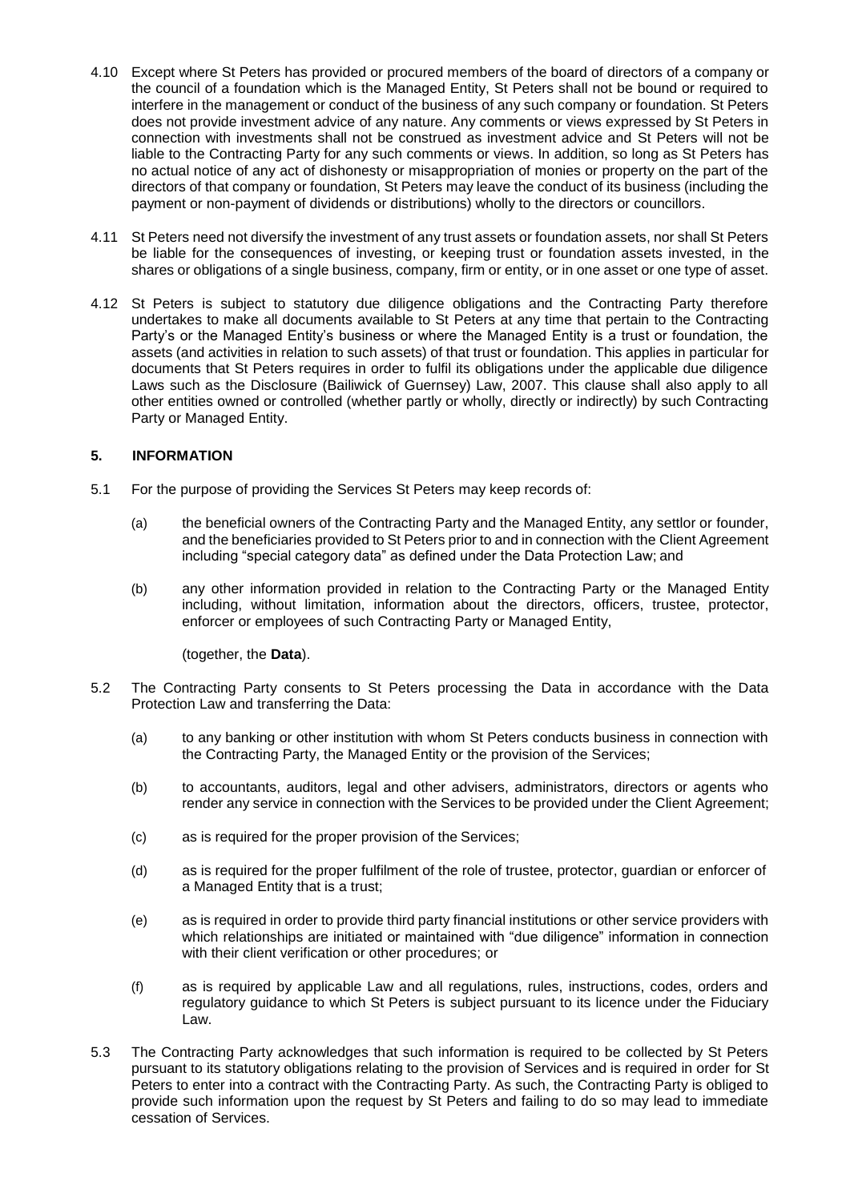4.10 Except where St Peters has provided or procured members of the board of directors of a company or the council of a foundation which is the Managed Entity, St Peters shall not be bound or required to interfere in the management or conduct of the business of any such company or foundation. St Peters does not provide investment advice of any nature. Any comments or views expressed by St Peters in connection with investments shall not be construed as investment advice and St Peters will not be liable to the Contracting Party for any such comments or views. In addition, so long as St Peters has no actual notice of any act of dishonesty or misappropriation of monies or property on the part of the directors of that company or foundation, St Peters may leave the conduct of its business (including the payment or non-payment of dividends or distributions) wholly to the directors or councillors.

4.11 St Peters need not diversify the investment of any trust assets or foundation assets, nor shall St Peters be liable for the consequences of investing, or keeping trust or foundation assets invested, in the shares or obligations of a single business, company, firm or entity, or in one asset or one type of asset.

4.12 St Peters is subject to statutory due diligence obligations and the Contracting Party therefore undertakes to make all documents available to St Peters at any time that pertain to the Contracting Party's or the Managed Entity's business or where the Managed Entity is a trust or foundation, the assets (and activities in relation to such assets) of that trust or foundation. This applies in particular for documents that St Peters requires in order to fulfil its obligations under the applicable due diligence Laws such as the Disclosure (Bailiwick of Guernsey) Law, 2007. This clause shall also apply to all other entities owned or controlled (whether partly or wholly, directly or indirectly) by such Contracting Party or Managed Entity.

## 5. INFORMATION

5.1 For the purpose of providing the Services St Peters may keep records of:

(a) the beneficial owners of the Contracting Party and the Managed Entity, any settlor or founder, and the beneficiaries provided to St Peters prior to and in connection with the Client Agreement including "special category data" as defined under the Data Protection Law; and

(b) any other information provided in relation to the Contracting Party or the Managed Entity including, without limitation, information about the directors, officers, trustee, protector, enforcer or employees of such Contracting Party or Managed Entity,

(together, the **Data**).

5.2 The Contracting Party consents to St Peters processing the Data in accordance with the Data Protection Law and transferring the Data:

(a) to any banking or other institution with whom St Peters conducts business in connection with the Contracting Party, the Managed Entity or the provision of the Services;

(b) to accountants, auditors, legal and other advisers, administrators, directors or agents who render any service in connection with the Services to be provided under the Client Agreement;

(c) as is required for the proper provision of the Services;

(d) as is required for the proper fulfilment of the role of trustee, protector, guardian or enforcer of a Managed Entity that is a trust;

(e) as is required in order to provide third party financial institutions or other service providers with which relationships are initiated or maintained with "due diligence" information in connection with their client verification or other procedures; or

(f) as is required by applicable Law and all regulations, rules, instructions, codes, orders and regulatory guidance to which St Peters is subject pursuant to its licence under the Fiduciary Law.

5.3 The Contracting Party acknowledges that such information is required to be collected by St Peters pursuant to its statutory obligations relating to the provision of Services and is required in order for St Peters to enter into a contract with the Contracting Party. As such, the Contracting Party is obliged to provide such information upon the request by St Peters and failing to do so may lead to immediate cessation of Services.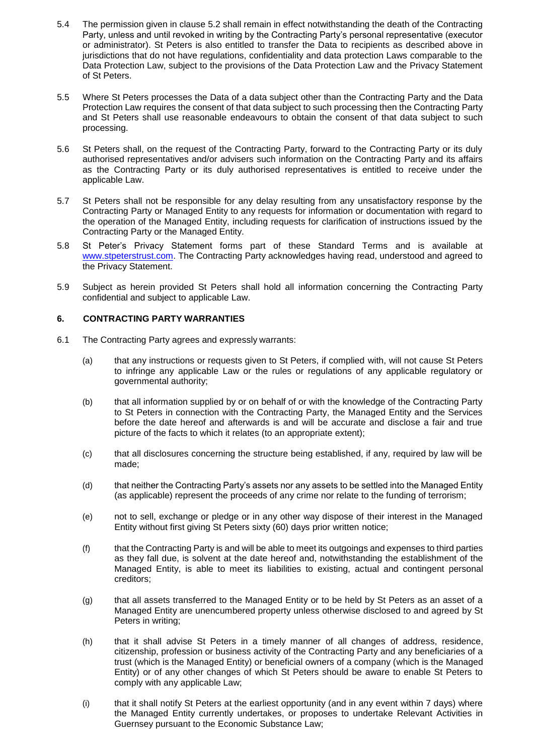5.4 The permission given in clause 5.2 shall remain in effect notwithstanding the death of the Contracting Party, unless and until revoked in writing by the Contracting Party's personal representative (executor or administrator). St Peters is also entitled to transfer the Data to recipients as described above in jurisdictions that do not have regulations, confidentiality and data protection Laws comparable to the Data Protection Law, subject to the provisions of the Data Protection Law and the Privacy Statement of St Peters.

5.5 Where St Peters processes the Data of a data subject other than the Contracting Party and the Data Protection Law requires the consent of that data subject to such processing then the Contracting Party and St Peters shall use reasonable endeavours to obtain the consent of that data subject to such processing.

5.6 St Peters shall, on the request of the Contracting Party, forward to the Contracting Party or its duly authorised representatives and/or advisers such information on the Contracting Party and its affairs as the Contracting Party or its duly authorised representatives is entitled to receive under the applicable Law.

5.7 St Peters shall not be responsible for any delay resulting from any unsatisfactory response by the Contracting Party or Managed Entity to any requests for information or documentation with regard to the operation of the Managed Entity, including requests for clarification of instructions issued by the Contracting Party or the Managed Entity.

5.8 St Peter's Privacy Statement forms part of these Standard Terms and is available at www.stpeterstrust.com. The Contracting Party acknowledges having read, understood and agreed to the Privacy Statement.

5.9 Subject as herein provided St Peters shall hold all information concerning the Contracting Party confidential and subject to applicable Law.

## 6. CONTRACTING PARTY WARRANTIES

6.1 The Contracting Party agrees and expressly warrants:

(a) that any instructions or requests given to St Peters, if complied with, will not cause St Peters to infringe any applicable Law or the rules or regulations of any applicable regulatory or governmental authority;

(b) that all information supplied by or on behalf of or with the knowledge of the Contracting Party to St Peters in connection with the Contracting Party, the Managed Entity and the Services before the date hereof and afterwards is and will be accurate and disclose a fair and true picture of the facts to which it relates (to an appropriate extent);

(c) that all disclosures concerning the structure being established, if any, required by law will be made;

(d) that neither the Contracting Party's assets nor any assets to be settled into the Managed Entity (as applicable) represent the proceeds of any crime nor relate to the funding of terrorism;

(e) not to sell, exchange or pledge or in any other way dispose of their interest in the Managed Entity without first giving St Peters sixty (60) days prior written notice;

(f) that the Contracting Party is and will be able to meet its outgoings and expenses to third parties as they fall due, is solvent at the date hereof and, notwithstanding the establishment of the Managed Entity, is able to meet its liabilities to existing, actual and contingent personal creditors;

(g) that all assets transferred to the Managed Entity or to be held by St Peters as an asset of a Managed Entity are unencumbered property unless otherwise disclosed to and agreed by St Peters in writing;

(h) that it shall advise St Peters in a timely manner of all changes of address, residence, citizenship, profession or business activity of the Contracting Party and any beneficiaries of a trust (which is the Managed Entity) or beneficial owners of a company (which is the Managed Entity) or of any other changes of which St Peters should be aware to enable St Peters to comply with any applicable Law;

(i) that it shall notify St Peters at the earliest opportunity (and in any event within 7 days) where the Managed Entity currently undertakes, or proposes to undertake Relevant Activities in Guernsey pursuant to the Economic Substance Law;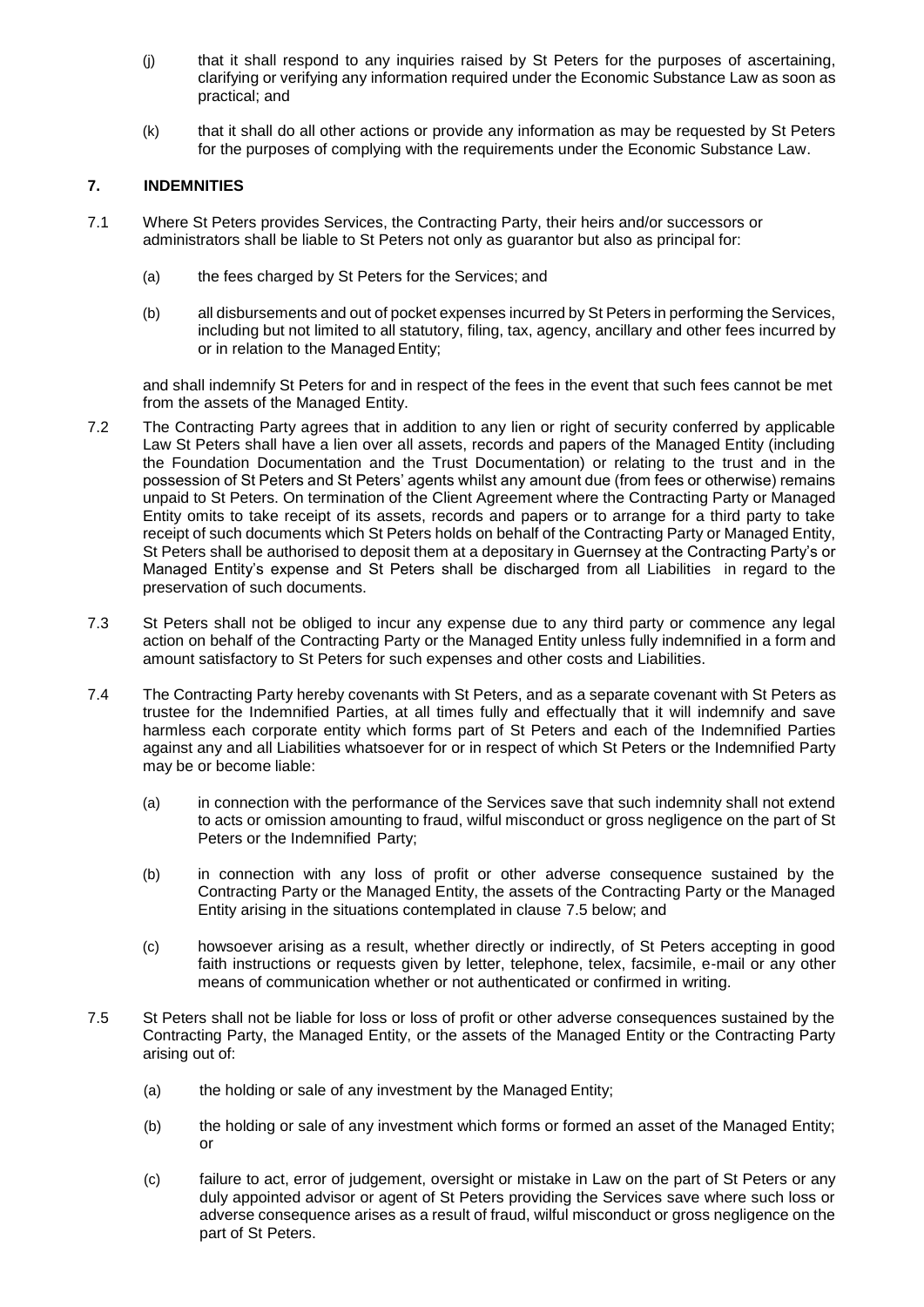(j) that it shall respond to any inquiries raised by St Peters for the purposes of ascertaining, clarifying or verifying any information required under the Economic Substance Law as soon as practical; and

(k) that it shall do all other actions or provide any information as may be requested by St Peters for the purposes of complying with the requirements under the Economic Substance Law.

## 7. INDEMNITIES

7.1 Where St Peters provides Services, the Contracting Party, their heirs and/or successors or administrators shall be liable to St Peters not only as guarantor but also as principal for:

(a) the fees charged by St Peters for the Services; and

(b) all disbursements and out of pocket expenses incurred by St Peters in performing the Services, including but not limited to all statutory, filing, tax, agency, ancillary and other fees incurred by or in relation to the Managed Entity;

and shall indemnify St Peters for and in respect of the fees in the event that such fees cannot be met from the assets of the Managed Entity.

7.2 The Contracting Party agrees that in addition to any lien or right of security conferred by applicable Law St Peters shall have a lien over all assets, records and papers of the Managed Entity (including the Foundation Documentation and the Trust Documentation) or relating to the trust and in the possession of St Peters and St Peters' agents whilst any amount due (from fees or otherwise) remains unpaid to St Peters. On termination of the Client Agreement where the Contracting Party or Managed Entity omits to take receipt of its assets, records and papers or to arrange for a third party to take receipt of such documents which St Peters holds on behalf of the Contracting Party or Managed Entity, St Peters shall be authorised to deposit them at a depositary in Guernsey at the Contracting Party's or Managed Entity's expense and St Peters shall be discharged from all Liabilities in regard to the preservation of such documents.

7.3 St Peters shall not be obliged to incur any expense due to any third party or commence any legal action on behalf of the Contracting Party or the Managed Entity unless fully indemnified in a form and amount satisfactory to St Peters for such expenses and other costs and Liabilities.

7.4 The Contracting Party hereby covenants with St Peters, and as a separate covenant with St Peters as trustee for the Indemnified Parties, at all times fully and effectually that it will indemnify and save harmless each corporate entity which forms part of St Peters and each of the Indemnified Parties against any and all Liabilities whatsoever for or in respect of which St Peters or the Indemnified Party may be or become liable:

(a) in connection with the performance of the Services save that such indemnity shall not extend to acts or omission amounting to fraud, wilful misconduct or gross negligence on the part of St Peters or the Indemnified Party;

(b) in connection with any loss of profit or other adverse consequence sustained by the Contracting Party or the Managed Entity, the assets of the Contracting Party or the Managed Entity arising in the situations contemplated in clause 7.5 below; and

(c) howsoever arising as a result, whether directly or indirectly, of St Peters accepting in good faith instructions or requests given by letter, telephone, telex, facsimile, e-mail or any other means of communication whether or not authenticated or confirmed in writing.

7.5 St Peters shall not be liable for loss or loss of profit or other adverse consequences sustained by the Contracting Party, the Managed Entity, or the assets of the Managed Entity or the Contracting Party arising out of:

(a) the holding or sale of any investment by the Managed Entity;

(b) the holding or sale of any investment which forms or formed an asset of the Managed Entity; or

(c) failure to act, error of judgement, oversight or mistake in Law on the part of St Peters or any duly appointed advisor or agent of St Peters providing the Services save where such loss or adverse consequence arises as a result of fraud, wilful misconduct or gross negligence on the part of St Peters.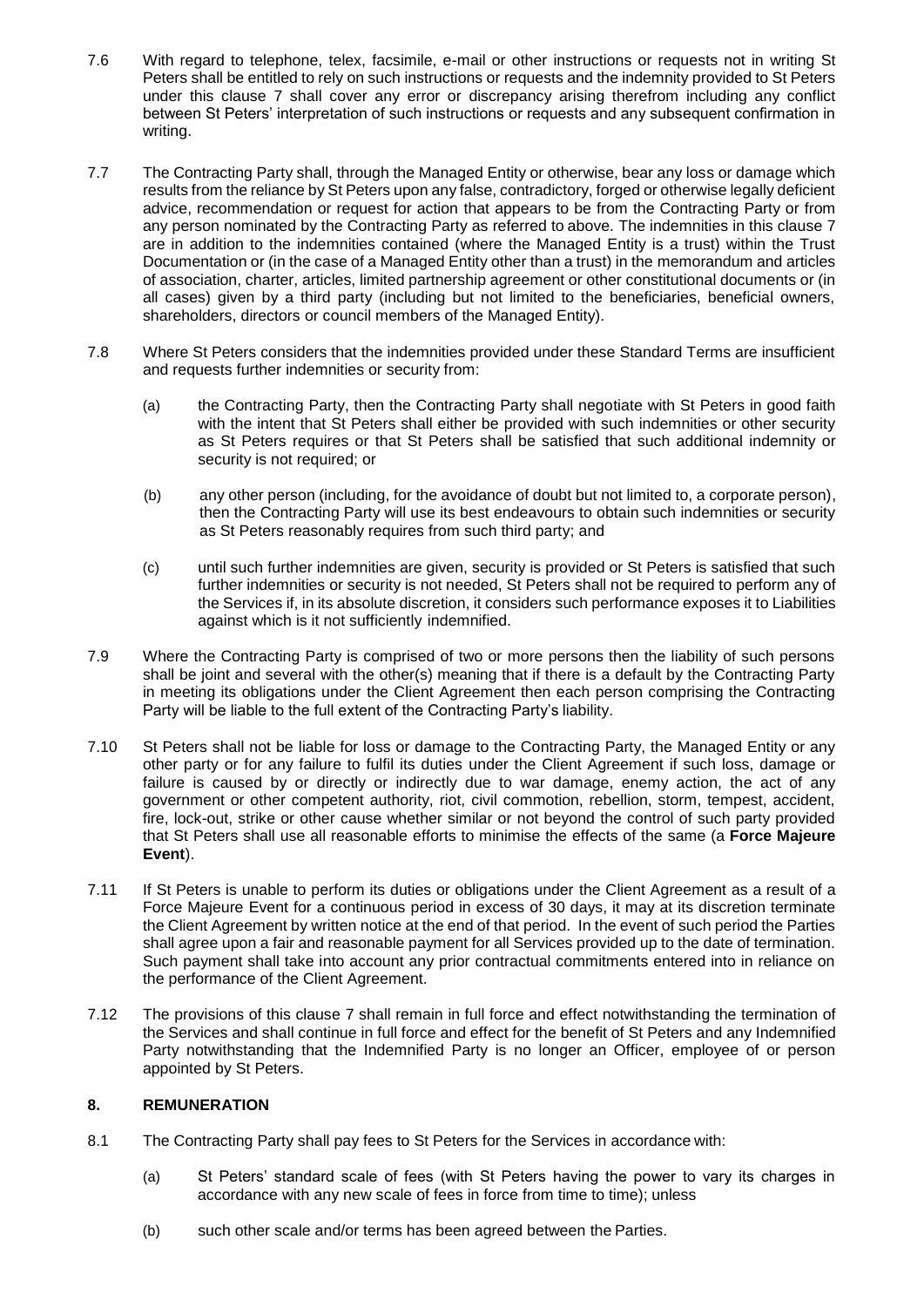7.6 With regard to telephone, telex, facsimile, e-mail or other instructions or requests not in writing St Peters shall be entitled to rely on such instructions or requests and the indemnity provided to St Peters under this clause 7 shall cover any error or discrepancy arising therefrom including any conflict between St Peters' interpretation of such instructions or requests and any subsequent confirmation in writing.

7.7 The Contracting Party shall, through the Managed Entity or otherwise, bear any loss or damage which results from the reliance by St Peters upon any false, contradictory, forged or otherwise legally deficient advice, recommendation or request for action that appears to be from the Contracting Party or from any person nominated by the Contracting Party as referred to above. The indemnities in this clause 7 are in addition to the indemnities contained (where the Managed Entity is a trust) within the Trust Documentation or (in the case of a Managed Entity other than a trust) in the memorandum and articles of association, charter, articles, limited partnership agreement or other constitutional documents or (in all cases) given by a third party (including but not limited to the beneficiaries, beneficial owners, shareholders, directors or council members of the Managed Entity).

7.8 Where St Peters considers that the indemnities provided under these Standard Terms are insufficient and requests further indemnities or security from:

(a) the Contracting Party, then the Contracting Party shall negotiate with St Peters in good faith with the intent that St Peters shall either be provided with such indemnities or other security as St Peters requires or that St Peters shall be satisfied that such additional indemnity or security is not required; or

(b) any other person (including, for the avoidance of doubt but not limited to, a corporate person), then the Contracting Party will use its best endeavours to obtain such indemnities or security as St Peters reasonably requires from such third party; and

(c) until such further indemnities are given, security is provided or St Peters is satisfied that such further indemnities or security is not needed, St Peters shall not be required to perform any of the Services if, in its absolute discretion, it considers such performance exposes it to Liabilities against which is it not sufficiently indemnified.

7.9 Where the Contracting Party is comprised of two or more persons then the liability of such persons shall be joint and several with the other(s) meaning that if there is a default by the Contracting Party in meeting its obligations under the Client Agreement then each person comprising the Contracting Party will be liable to the full extent of the Contracting Party's liability.

7.10 St Peters shall not be liable for loss or damage to the Contracting Party, the Managed Entity or any other party or for any failure to fulfil its duties under the Client Agreement if such loss, damage or failure is caused by or directly or indirectly due to war damage, enemy action, the act of any government or other competent authority, riot, civil commotion, rebellion, storm, tempest, accident, fire, lock-out, strike or other cause whether similar or not beyond the control of such party provided that St Peters shall use all reasonable efforts to minimise the effects of the same (a **Force Majeure Event**).

7.11 If St Peters is unable to perform its duties or obligations under the Client Agreement as a result of a Force Majeure Event for a continuous period in excess of 30 days, it may at its discretion terminate the Client Agreement by written notice at the end of that period. In the event of such period the Parties shall agree upon a fair and reasonable payment for all Services provided up to the date of termination. Such payment shall take into account any prior contractual commitments entered into in reliance on the performance of the Client Agreement.

7.12 The provisions of this clause 7 shall remain in full force and effect notwithstanding the termination of the Services and shall continue in full force and effect for the benefit of St Peters and any Indemnified Party notwithstanding that the Indemnified Party is no longer an Officer, employee of or person appointed by St Peters.

## 8. REMUNERATION

8.1 The Contracting Party shall pay fees to St Peters for the Services in accordance with:

(a) St Peters' standard scale of fees (with St Peters having the power to vary its charges in accordance with any new scale of fees in force from time to time); unless

(b) such other scale and/or terms has been agreed between the Parties.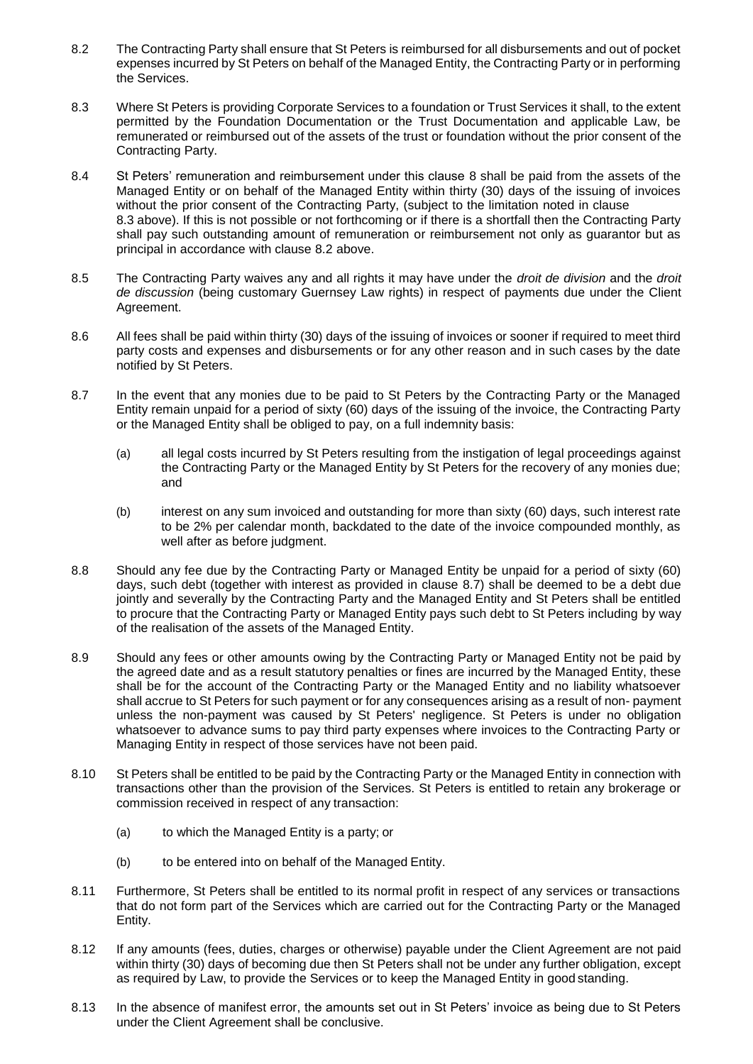8.2 The Contracting Party shall ensure that St Peters is reimbursed for all disbursements and out of pocket expenses incurred by St Peters on behalf of the Managed Entity, the Contracting Party or in performing the Services.

8.3 Where St Peters is providing Corporate Services to a foundation or Trust Services it shall, to the extent permitted by the Foundation Documentation or the Trust Documentation and applicable Law, be remunerated or reimbursed out of the assets of the trust or foundation without the prior consent of the Contracting Party.

8.4 St Peters' remuneration and reimbursement under this clause 8 shall be paid from the assets of the Managed Entity or on behalf of the Managed Entity within thirty (30) days of the issuing of invoices without the prior consent of the Contracting Party, (subject to the limitation noted in clause 8.3 above). If this is not possible or not forthcoming or if there is a shortfall then the Contracting Party shall pay such outstanding amount of remuneration or reimbursement not only as guarantor but as principal in accordance with clause 8.2 above.

8.5 The Contracting Party waives any and all rights it may have under the *droit de division* and the *droit de discussion* (being customary Guernsey Law rights) in respect of payments due under the Client Agreement.

8.6 All fees shall be paid within thirty (30) days of the issuing of invoices or sooner if required to meet third party costs and expenses and disbursements or for any other reason and in such cases by the date notified by St Peters.

8.7 In the event that any monies due to be paid to St Peters by the Contracting Party or the Managed Entity remain unpaid for a period of sixty (60) days of the issuing of the invoice, the Contracting Party or the Managed Entity shall be obliged to pay, on a full indemnity basis:

(a) all legal costs incurred by St Peters resulting from the instigation of legal proceedings against the Contracting Party or the Managed Entity by St Peters for the recovery of any monies due; and

(b) interest on any sum invoiced and outstanding for more than sixty (60) days, such interest rate to be 2% per calendar month, backdated to the date of the invoice compounded monthly, as well after as before judgment.

8.8 Should any fee due by the Contracting Party or Managed Entity be unpaid for a period of sixty (60) days, such debt (together with interest as provided in clause 8.7) shall be deemed to be a debt due jointly and severally by the Contracting Party and the Managed Entity and St Peters shall be entitled to procure that the Contracting Party or Managed Entity pays such debt to St Peters including by way of the realisation of the assets of the Managed Entity.

8.9 Should any fees or other amounts owing by the Contracting Party or Managed Entity not be paid by the agreed date and as a result statutory penalties or fines are incurred by the Managed Entity, these shall be for the account of the Contracting Party or the Managed Entity and no liability whatsoever shall accrue to St Peters for such payment or for any consequences arising as a result of non- payment unless the non-payment was caused by St Peters' negligence. St Peters is under no obligation whatsoever to advance sums to pay third party expenses where invoices to the Contracting Party or Managing Entity in respect of those services have not been paid.

8.10 St Peters shall be entitled to be paid by the Contracting Party or the Managed Entity in connection with transactions other than the provision of the Services. St Peters is entitled to retain any brokerage or commission received in respect of any transaction:

(a) to which the Managed Entity is a party; or

(b) to be entered into on behalf of the Managed Entity.

8.11 Furthermore, St Peters shall be entitled to its normal profit in respect of any services or transactions that do not form part of the Services which are carried out for the Contracting Party or the Managed Entity.

8.12 If any amounts (fees, duties, charges or otherwise) payable under the Client Agreement are not paid within thirty (30) days of becoming due then St Peters shall not be under any further obligation, except as required by Law, to provide the Services or to keep the Managed Entity in good standing.

8.13 In the absence of manifest error, the amounts set out in St Peters' invoice as being due to St Peters under the Client Agreement shall be conclusive.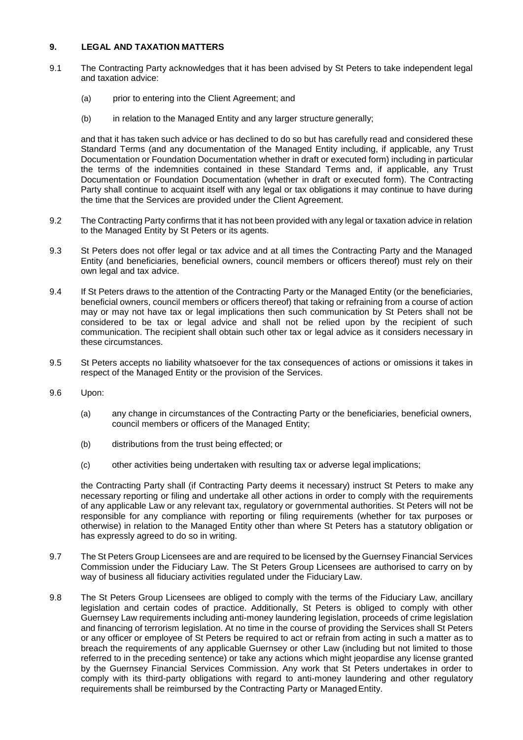## 9. LEGAL AND TAXATION MATTERS

9.1 The Contracting Party acknowledges that it has been advised by St Peters to take independent legal and taxation advice:

(a) prior to entering into the Client Agreement; and

(b) in relation to the Managed Entity and any larger structure generally;

and that it has taken such advice or has declined to do so but has carefully read and considered these Standard Terms (and any documentation of the Managed Entity including, if applicable, any Trust Documentation or Foundation Documentation whether in draft or executed form) including in particular the terms of the indemnities contained in these Standard Terms and, if applicable, any Trust Documentation or Foundation Documentation (whether in draft or executed form). The Contracting Party shall continue to acquaint itself with any legal or tax obligations it may continue to have during the time that the Services are provided under the Client Agreement.

9.2 The Contracting Party confirms that it has not been provided with any legal or taxation advice in relation to the Managed Entity by St Peters or its agents.

9.3 St Peters does not offer legal or tax advice and at all times the Contracting Party and the Managed Entity (and beneficiaries, beneficial owners, council members or officers thereof) must rely on their own legal and tax advice.

9.4 If St Peters draws to the attention of the Contracting Party or the Managed Entity (or the beneficiaries, beneficial owners, council members or officers thereof) that taking or refraining from a course of action may or may not have tax or legal implications then such communication by St Peters shall not be considered to be tax or legal advice and shall not be relied upon by the recipient of such communication. The recipient shall obtain such other tax or legal advice as it considers necessary in these circumstances.

9.5 St Peters accepts no liability whatsoever for the tax consequences of actions or omissions it takes in respect of the Managed Entity or the provision of the Services.

9.6 Upon:

(a) any change in circumstances of the Contracting Party or the beneficiaries, beneficial owners, council members or officers of the Managed Entity;

(b) distributions from the trust being effected; or

(c) other activities being undertaken with resulting tax or adverse legal implications;

the Contracting Party shall (if Contracting Party deems it necessary) instruct St Peters to make any necessary reporting or filing and undertake all other actions in order to comply with the requirements of any applicable Law or any relevant tax, regulatory or governmental authorities. St Peters will not be responsible for any compliance with reporting or filing requirements (whether for tax purposes or otherwise) in relation to the Managed Entity other than where St Peters has a statutory obligation or has expressly agreed to do so in writing.

9.7 The St Peters Group Licensees are and are required to be licensed by the Guernsey Financial Services Commission under the Fiduciary Law. The St Peters Group Licensees are authorised to carry on by way of business all fiduciary activities regulated under the Fiduciary Law.

9.8 The St Peters Group Licensees are obliged to comply with the terms of the Fiduciary Law, ancillary legislation and certain codes of practice. Additionally, St Peters is obliged to comply with other Guernsey Law requirements including anti-money laundering legislation, proceeds of crime legislation and financing of terrorism legislation. At no time in the course of providing the Services shall St Peters or any officer or employee of St Peters be required to act or refrain from acting in such a matter as to breach the requirements of any applicable Guernsey or other Law (including but not limited to those referred to in the preceding sentence) or take any actions which might jeopardise any license granted by the Guernsey Financial Services Commission. Any work that St Peters undertakes in order to comply with its third-party obligations with regard to anti-money laundering and other regulatory requirements shall be reimbursed by the Contracting Party or Managed Entity.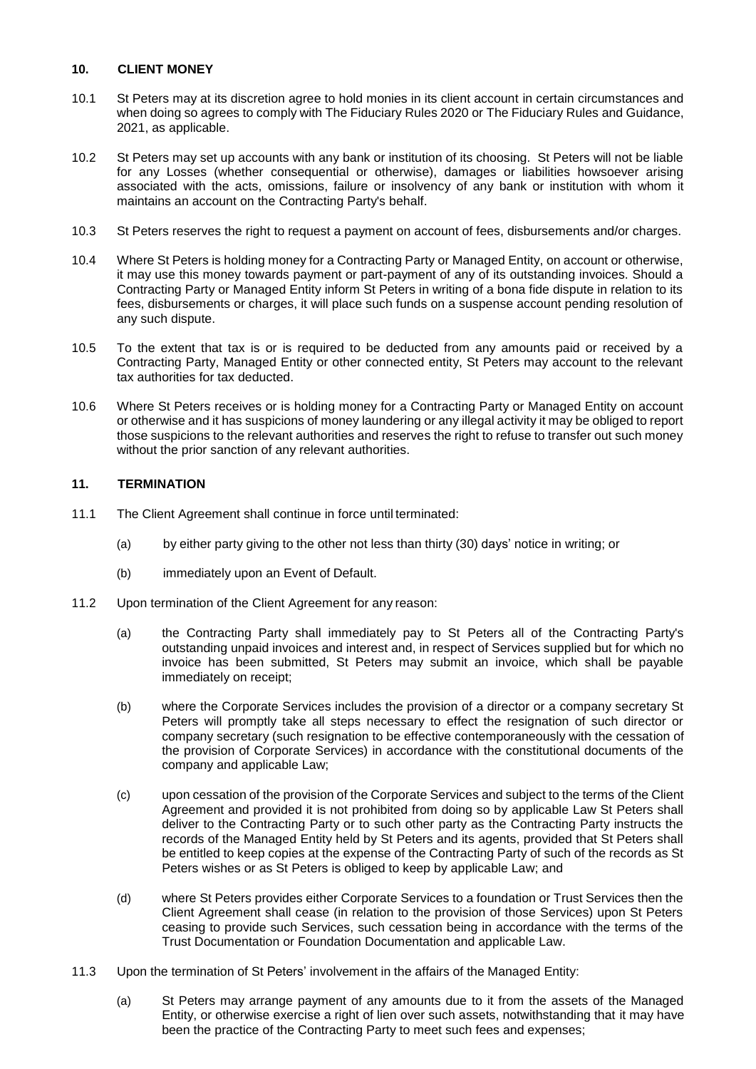## 10. CLIENT MONEY

10.1 St Peters may at its discretion agree to hold monies in its client account in certain circumstances and when doing so agrees to comply with The Fiduciary Rules 2020 or The Fiduciary Rules and Guidance, 2021, as applicable.

10.2 St Peters may set up accounts with any bank or institution of its choosing. St Peters will not be liable for any Losses (whether consequential or otherwise), damages or liabilities howsoever arising associated with the acts, omissions, failure or insolvency of any bank or institution with whom it maintains an account on the Contracting Party's behalf.

10.3 St Peters reserves the right to request a payment on account of fees, disbursements and/or charges.

10.4 Where St Peters is holding money for a Contracting Party or Managed Entity, on account or otherwise, it may use this money towards payment or part-payment of any of its outstanding invoices. Should a Contracting Party or Managed Entity inform St Peters in writing of a bona fide dispute in relation to its fees, disbursements or charges, it will place such funds on a suspense account pending resolution of any such dispute.

10.5 To the extent that tax is or is required to be deducted from any amounts paid or received by a Contracting Party, Managed Entity or other connected entity, St Peters may account to the relevant tax authorities for tax deducted.

10.6 Where St Peters receives or is holding money for a Contracting Party or Managed Entity on account or otherwise and it has suspicions of money laundering or any illegal activity it may be obliged to report those suspicions to the relevant authorities and reserves the right to refuse to transfer out such money without the prior sanction of any relevant authorities.

## 11. TERMINATION

11.1 The Client Agreement shall continue in force until terminated:

(a) by either party giving to the other not less than thirty (30) days' notice in writing; or

(b) immediately upon an Event of Default.

11.2 Upon termination of the Client Agreement for any reason:

(a) the Contracting Party shall immediately pay to St Peters all of the Contracting Party's outstanding unpaid invoices and interest and, in respect of Services supplied but for which no invoice has been submitted, St Peters may submit an invoice, which shall be payable immediately on receipt;

(b) where the Corporate Services includes the provision of a director or a company secretary St Peters will promptly take all steps necessary to effect the resignation of such director or company secretary (such resignation to be effective contemporaneously with the cessation of the provision of Corporate Services) in accordance with the constitutional documents of the company and applicable Law;

(c) upon cessation of the provision of the Corporate Services and subject to the terms of the Client Agreement and provided it is not prohibited from doing so by applicable Law St Peters shall deliver to the Contracting Party or to such other party as the Contracting Party instructs the records of the Managed Entity held by St Peters and its agents, provided that St Peters shall be entitled to keep copies at the expense of the Contracting Party of such of the records as St Peters wishes or as St Peters is obliged to keep by applicable Law; and

(d) where St Peters provides either Corporate Services to a foundation or Trust Services then the Client Agreement shall cease (in relation to the provision of those Services) upon St Peters ceasing to provide such Services, such cessation being in accordance with the terms of the Trust Documentation or Foundation Documentation and applicable Law.

11.3 Upon the termination of St Peters' involvement in the affairs of the Managed Entity:

(a) St Peters may arrange payment of any amounts due to it from the assets of the Managed Entity, or otherwise exercise a right of lien over such assets, notwithstanding that it may have been the practice of the Contracting Party to meet such fees and expenses;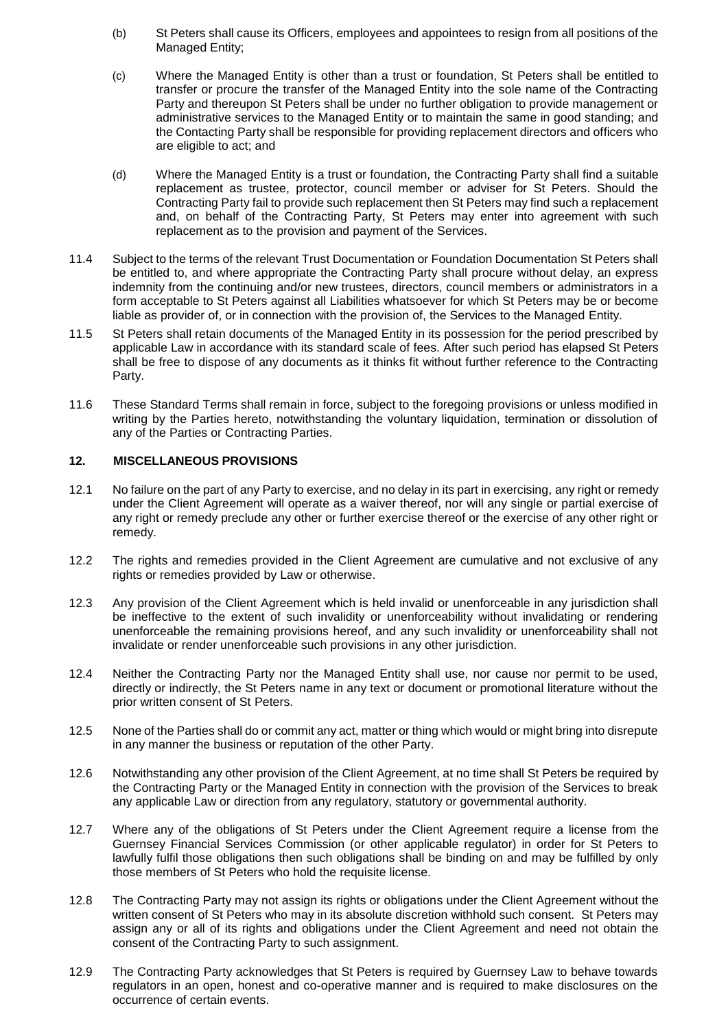(b) St Peters shall cause its Officers, employees and appointees to resign from all positions of the Managed Entity;

(c) Where the Managed Entity is other than a trust or foundation, St Peters shall be entitled to transfer or procure the transfer of the Managed Entity into the sole name of the Contracting Party and thereupon St Peters shall be under no further obligation to provide management or administrative services to the Managed Entity or to maintain the same in good standing; and the Contacting Party shall be responsible for providing replacement directors and officers who are eligible to act; and

(d) Where the Managed Entity is a trust or foundation, the Contracting Party shall find a suitable replacement as trustee, protector, council member or adviser for St Peters. Should the Contracting Party fail to provide such replacement then St Peters may find such a replacement and, on behalf of the Contracting Party, St Peters may enter into agreement with such replacement as to the provision and payment of the Services.

11.4 Subject to the terms of the relevant Trust Documentation or Foundation Documentation St Peters shall be entitled to, and where appropriate the Contracting Party shall procure without delay, an express indemnity from the continuing and/or new trustees, directors, council members or administrators in a form acceptable to St Peters against all Liabilities whatsoever for which St Peters may be or become liable as provider of, or in connection with the provision of, the Services to the Managed Entity.

11.5 St Peters shall retain documents of the Managed Entity in its possession for the period prescribed by applicable Law in accordance with its standard scale of fees. After such period has elapsed St Peters shall be free to dispose of any documents as it thinks fit without further reference to the Contracting Party.

11.6 These Standard Terms shall remain in force, subject to the foregoing provisions or unless modified in writing by the Parties hereto, notwithstanding the voluntary liquidation, termination or dissolution of any of the Parties or Contracting Parties.

## 12. MISCELLANEOUS PROVISIONS

12.1 No failure on the part of any Party to exercise, and no delay in its part in exercising, any right or remedy under the Client Agreement will operate as a waiver thereof, nor will any single or partial exercise of any right or remedy preclude any other or further exercise thereof or the exercise of any other right or remedy.

12.2 The rights and remedies provided in the Client Agreement are cumulative and not exclusive of any rights or remedies provided by Law or otherwise.

12.3 Any provision of the Client Agreement which is held invalid or unenforceable in any jurisdiction shall be ineffective to the extent of such invalidity or unenforceability without invalidating or rendering unenforceable the remaining provisions hereof, and any such invalidity or unenforceability shall not invalidate or render unenforceable such provisions in any other jurisdiction.

12.4 Neither the Contracting Party nor the Managed Entity shall use, nor cause nor permit to be used, directly or indirectly, the St Peters name in any text or document or promotional literature without the prior written consent of St Peters.

12.5 None of the Parties shall do or commit any act, matter or thing which would or might bring into disrepute in any manner the business or reputation of the other Party.

12.6 Notwithstanding any other provision of the Client Agreement, at no time shall St Peters be required by the Contracting Party or the Managed Entity in connection with the provision of the Services to break any applicable Law or direction from any regulatory, statutory or governmental authority.

12.7 Where any of the obligations of St Peters under the Client Agreement require a license from the Guernsey Financial Services Commission (or other applicable regulator) in order for St Peters to lawfully fulfil those obligations then such obligations shall be binding on and may be fulfilled by only those members of St Peters who hold the requisite license.

12.8 The Contracting Party may not assign its rights or obligations under the Client Agreement without the written consent of St Peters who may in its absolute discretion withhold such consent. St Peters may assign any or all of its rights and obligations under the Client Agreement and need not obtain the consent of the Contracting Party to such assignment.

12.9 The Contracting Party acknowledges that St Peters is required by Guernsey Law to behave towards regulators in an open, honest and co-operative manner and is required to make disclosures on the occurrence of certain events.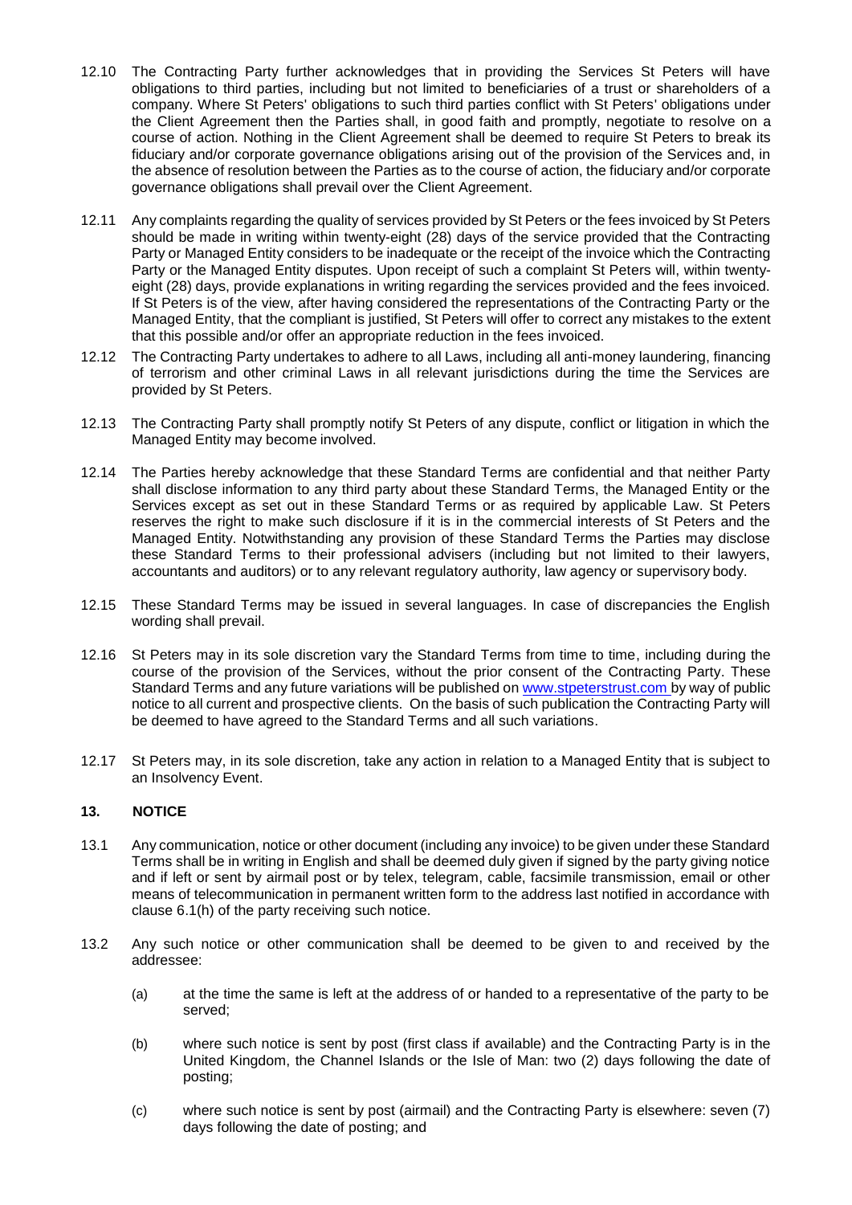12.10 The Contracting Party further acknowledges that in providing the Services St Peters will have obligations to third parties, including but not limited to beneficiaries of a trust or shareholders of a company. Where St Peters' obligations to such third parties conflict with St Peters' obligations under the Client Agreement then the Parties shall, in good faith and promptly, negotiate to resolve on a course of action. Nothing in the Client Agreement shall be deemed to require St Peters to break its fiduciary and/or corporate governance obligations arising out of the provision of the Services and, in the absence of resolution between the Parties as to the course of action, the fiduciary and/or corporate governance obligations shall prevail over the Client Agreement.

12.11 Any complaints regarding the quality of services provided by St Peters or the fees invoiced by St Peters should be made in writing within twenty-eight (28) days of the service provided that the Contracting Party or Managed Entity considers to be inadequate or the receipt of the invoice which the Contracting Party or the Managed Entity disputes. Upon receipt of such a complaint St Peters will, within twenty-eight (28) days, provide explanations in writing regarding the services provided and the fees invoiced. If St Peters is of the view, after having considered the representations of the Contracting Party or the Managed Entity, that the compliant is justified, St Peters will offer to correct any mistakes to the extent that this possible and/or offer an appropriate reduction in the fees invoiced.

12.12 The Contracting Party undertakes to adhere to all Laws, including all anti-money laundering, financing of terrorism and other criminal Laws in all relevant jurisdictions during the time the Services are provided by St Peters.

12.13 The Contracting Party shall promptly notify St Peters of any dispute, conflict or litigation in which the Managed Entity may become involved.

12.14 The Parties hereby acknowledge that these Standard Terms are confidential and that neither Party shall disclose information to any third party about these Standard Terms, the Managed Entity or the Services except as set out in these Standard Terms or as required by applicable Law. St Peters reserves the right to make such disclosure if it is in the commercial interests of St Peters and the Managed Entity. Notwithstanding any provision of these Standard Terms the Parties may disclose these Standard Terms to their professional advisers (including but not limited to their lawyers, accountants and auditors) or to any relevant regulatory authority, law agency or supervisory body.

12.15 These Standard Terms may be issued in several languages. In case of discrepancies the English wording shall prevail.

12.16 St Peters may in its sole discretion vary the Standard Terms from time to time, including during the course of the provision of the Services, without the prior consent of the Contracting Party. These Standard Terms and any future variations will be published on www.stpeterstrust.com by way of public notice to all current and prospective clients. On the basis of such publication the Contracting Party will be deemed to have agreed to the Standard Terms and all such variations.

12.17 St Peters may, in its sole discretion, take any action in relation to a Managed Entity that is subject to an Insolvency Event.

## 13. NOTICE

13.1 Any communication, notice or other document (including any invoice) to be given under these Standard Terms shall be in writing in English and shall be deemed duly given if signed by the party giving notice and if left or sent by airmail post or by telex, telegram, cable, facsimile transmission, email or other means of telecommunication in permanent written form to the address last notified in accordance with clause 6.1(h) of the party receiving such notice.

13.2 Any such notice or other communication shall be deemed to be given to and received by the addressee:

(a) at the time the same is left at the address of or handed to a representative of the party to be served;

(b) where such notice is sent by post (first class if available) and the Contracting Party is in the United Kingdom, the Channel Islands or the Isle of Man: two (2) days following the date of posting;

(c) where such notice is sent by post (airmail) and the Contracting Party is elsewhere: seven (7) days following the date of posting; and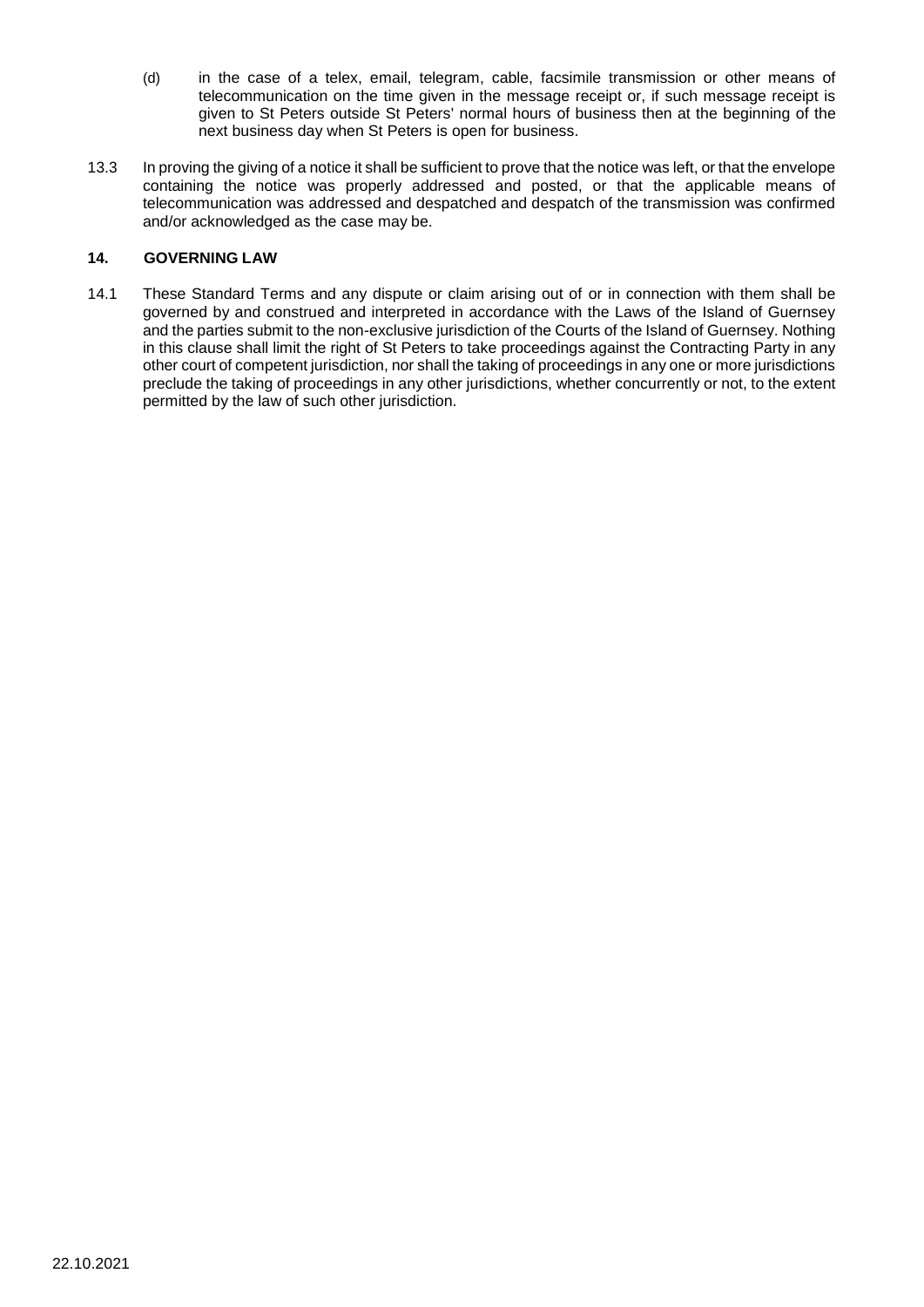(d) in the case of a telex, email, telegram, cable, facsimile transmission or other means of telecommunication on the time given in the message receipt or, if such message receipt is given to St Peters outside St Peters' normal hours of business then at the beginning of the next business day when St Peters is open for business.

13.3 In proving the giving of a notice it shall be sufficient to prove that the notice was left, or that the envelope containing the notice was properly addressed and posted, or that the applicable means of telecommunication was addressed and despatched and despatch of the transmission was confirmed and/or acknowledged as the case may be.

## 14. GOVERNING LAW

14.1 These Standard Terms and any dispute or claim arising out of or in connection with them shall be governed by and construed and interpreted in accordance with the Laws of the Island of Guernsey and the parties submit to the non-exclusive jurisdiction of the Courts of the Island of Guernsey. Nothing in this clause shall limit the right of St Peters to take proceedings against the Contracting Party in any other court of competent jurisdiction, nor shall the taking of proceedings in any one or more jurisdictions preclude the taking of proceedings in any other jurisdictions, whether concurrently or not, to the extent permitted by the law of such other jurisdiction.

22.10.2021